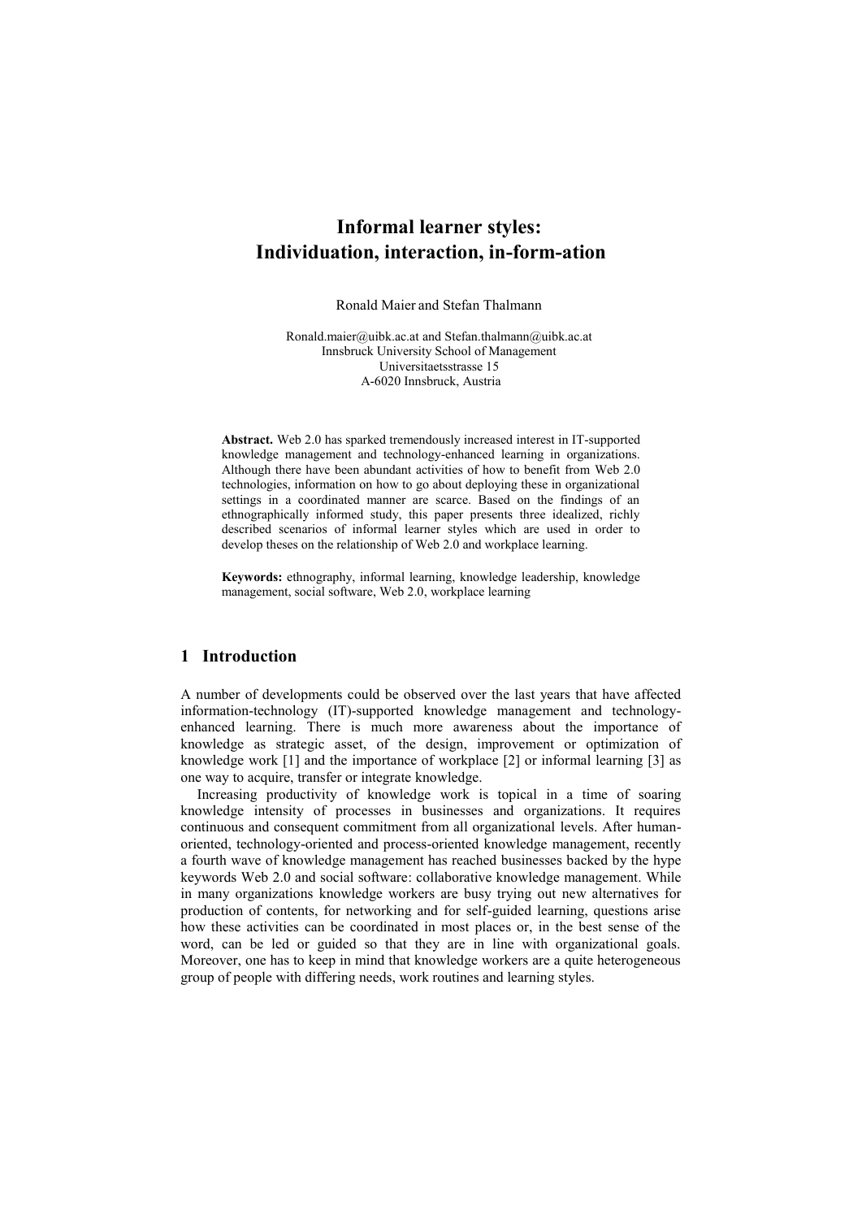# Informal learner styles: Individuation, interaction, in-form-ation

Ronald Maier and Stefan Thalmann

Ronald.maier@uibk.ac.at and Stefan.thalmann@uibk.ac.at
Innsbruck University School of Management
Universitaetsstrasse 15
A-6020 Innsbruck, Austria

**Abstract.** Web 2.0 has sparked tremendously increased interest in IT-supported knowledge management and technology-enhanced learning in organizations. Although there have been abundant activities of how to benefit from Web 2.0 technologies, information on how to go about deploying these in organizational settings in a coordinated manner are scarce. Based on the findings of an ethnographically informed study, this paper presents three idealized, richly described scenarios of informal learner styles which are used in order to develop theses on the relationship of Web 2.0 and workplace learning.

**Keywords:** ethnography, informal learning, knowledge leadership, knowledge management, social software, Web 2.0, workplace learning

## 1 Introduction

A number of developments could be observed over the last years that have affected information-technology (IT)-supported knowledge management and technology-enhanced learning. There is much more awareness about the importance of knowledge as strategic asset, of the design, improvement or optimization of knowledge work [1] and the importance of workplace [2] or informal learning [3] as one way to acquire, transfer or integrate knowledge.

Increasing productivity of knowledge work is topical in a time of soaring knowledge intensity of processes in businesses and organizations. It requires continuous and consequent commitment from all organizational levels. After human-oriented, technology-oriented and process-oriented knowledge management, recently a fourth wave of knowledge management has reached businesses backed by the hype keywords Web 2.0 and social software: collaborative knowledge management. While in many organizations knowledge workers are busy trying out new alternatives for production of contents, for networking and for self-guided learning, questions arise how these activities can be coordinated in most places or, in the best sense of the word, can be led or guided so that they are in line with organizational goals. Moreover, one has to keep in mind that knowledge workers are a quite heterogeneous group of people with differing needs, work routines and learning styles.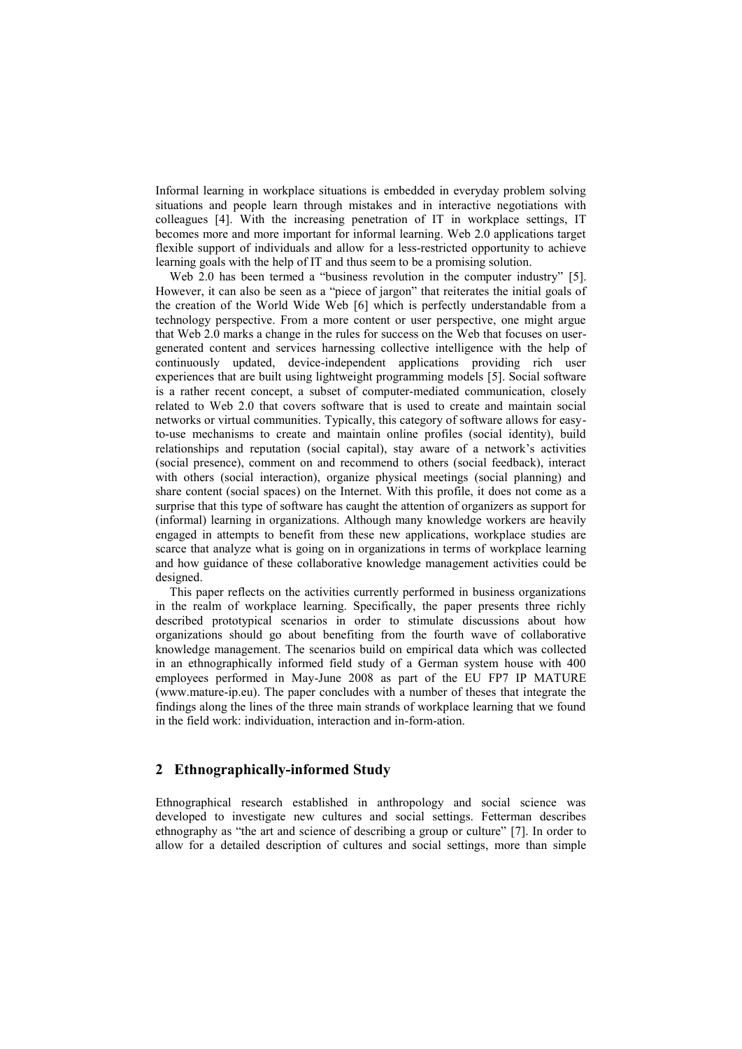Informal learning in workplace situations is embedded in everyday problem solving situations and people learn through mistakes and in interactive negotiations with colleagues [4]. With the increasing penetration of IT in workplace settings, IT becomes more and more important for informal learning. Web 2.0 applications target flexible support of individuals and allow for a less-restricted opportunity to achieve learning goals with the help of IT and thus seem to be a promising solution.

Web 2.0 has been termed a "business revolution in the computer industry" [5]. However, it can also be seen as a "piece of jargon" that reiterates the initial goals of the creation of the World Wide Web [6] which is perfectly understandable from a technology perspective. From a more content or user perspective, one might argue that Web 2.0 marks a change in the rules for success on the Web that focuses on user-generated content and services harnessing collective intelligence with the help of continuously updated, device-independent applications providing rich user experiences that are built using lightweight programming models [5]. Social software is a rather recent concept, a subset of computer-mediated communication, closely related to Web 2.0 that covers software that is used to create and maintain social networks or virtual communities. Typically, this category of software allows for easy-to-use mechanisms to create and maintain online profiles (social identity), build relationships and reputation (social capital), stay aware of a network's activities (social presence), comment on and recommend to others (social feedback), interact with others (social interaction), organize physical meetings (social planning) and share content (social spaces) on the Internet. With this profile, it does not come as a surprise that this type of software has caught the attention of organizers as support for (informal) learning in organizations. Although many knowledge workers are heavily engaged in attempts to benefit from these new applications, workplace studies are scarce that analyze what is going on in organizations in terms of workplace learning and how guidance of these collaborative knowledge management activities could be designed.

This paper reflects on the activities currently performed in business organizations in the realm of workplace learning. Specifically, the paper presents three richly described prototypical scenarios in order to stimulate discussions about how organizations should go about benefiting from the fourth wave of collaborative knowledge management. The scenarios build on empirical data which was collected in an ethnographically informed field study of a German system house with 400 employees performed in May-June 2008 as part of the EU FP7 IP MATURE (www.mature-ip.eu). The paper concludes with a number of theses that integrate the findings along the lines of the three main strands of workplace learning that we found in the field work: individuation, interaction and in-form-ation.

## 2 Ethnographically-informed Study

Ethnographical research established in anthropology and social science was developed to investigate new cultures and social settings. Fetterman describes ethnography as "the art and science of describing a group or culture" [7]. In order to allow for a detailed description of cultures and social settings, more than simple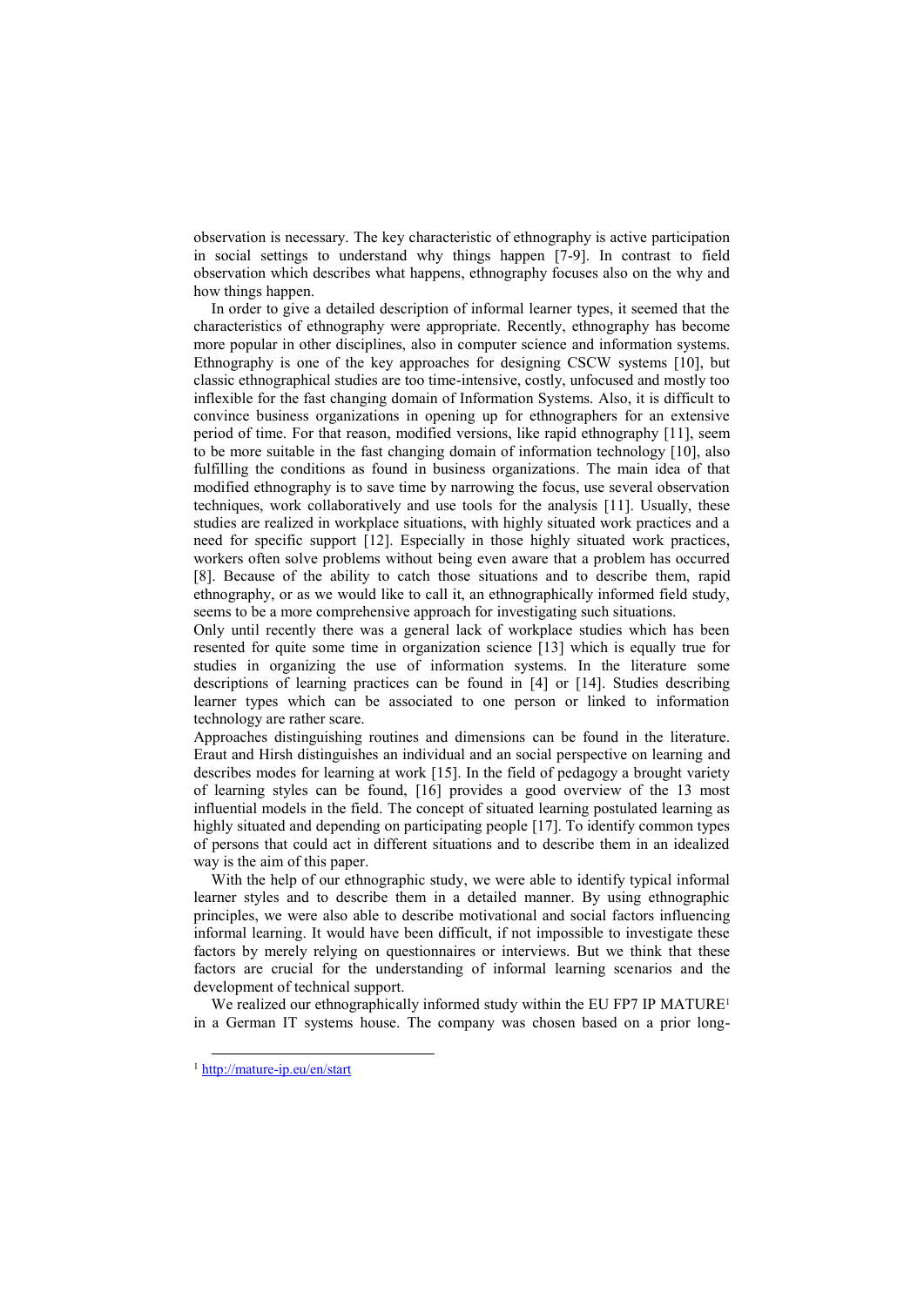observation is necessary. The key characteristic of ethnography is active participation in social settings to understand why things happen [7-9]. In contrast to field observation which describes what happens, ethnography focuses also on the why and how things happen.

In order to give a detailed description of informal learner types, it seemed that the characteristics of ethnography were appropriate. Recently, ethnography has become more popular in other disciplines, also in computer science and information systems. Ethnography is one of the key approaches for designing CSCW systems [10], but classic ethnographical studies are too time-intensive, costly, unfocused and mostly too inflexible for the fast changing domain of Information Systems. Also, it is difficult to convince business organizations in opening up for ethnographers for an extensive period of time. For that reason, modified versions, like rapid ethnography [11], seem to be more suitable in the fast changing domain of information technology [10], also fulfilling the conditions as found in business organizations. The main idea of that modified ethnography is to save time by narrowing the focus, use several observation techniques, work collaboratively and use tools for the analysis [11]. Usually, these studies are realized in workplace situations, with highly situated work practices and a need for specific support [12]. Especially in those highly situated work practices, workers often solve problems without being even aware that a problem has occurred [8]. Because of the ability to catch those situations and to describe them, rapid ethnography, or as we would like to call it, an ethnographically informed field study, seems to be a more comprehensive approach for investigating such situations.

Only until recently there was a general lack of workplace studies which has been resented for quite some time in organization science [13] which is equally true for studies in organizing the use of information systems. In the literature some descriptions of learning practices can be found in [4] or [14]. Studies describing learner types which can be associated to one person or linked to information technology are rather scare.

Approaches distinguishing routines and dimensions can be found in the literature. Eraut and Hirsh distinguishes an individual and an social perspective on learning and describes modes for learning at work [15]. In the field of pedagogy a brought variety of learning styles can be found, [16] provides a good overview of the 13 most influential models in the field. The concept of situated learning postulated learning as highly situated and depending on participating people [17]. To identify common types of persons that could act in different situations and to describe them in an idealized way is the aim of this paper.

With the help of our ethnographic study, we were able to identify typical informal learner styles and to describe them in a detailed manner. By using ethnographic principles, we were also able to describe motivational and social factors influencing informal learning. It would have been difficult, if not impossible to investigate these factors by merely relying on questionnaires or interviews. But we think that these factors are crucial for the understanding of informal learning scenarios and the development of technical support.

We realized our ethnographically informed study within the EU FP7 IP MATURE[1] in a German IT systems house. The company was chosen based on a prior long-

[1] http://mature-ip.eu/en/start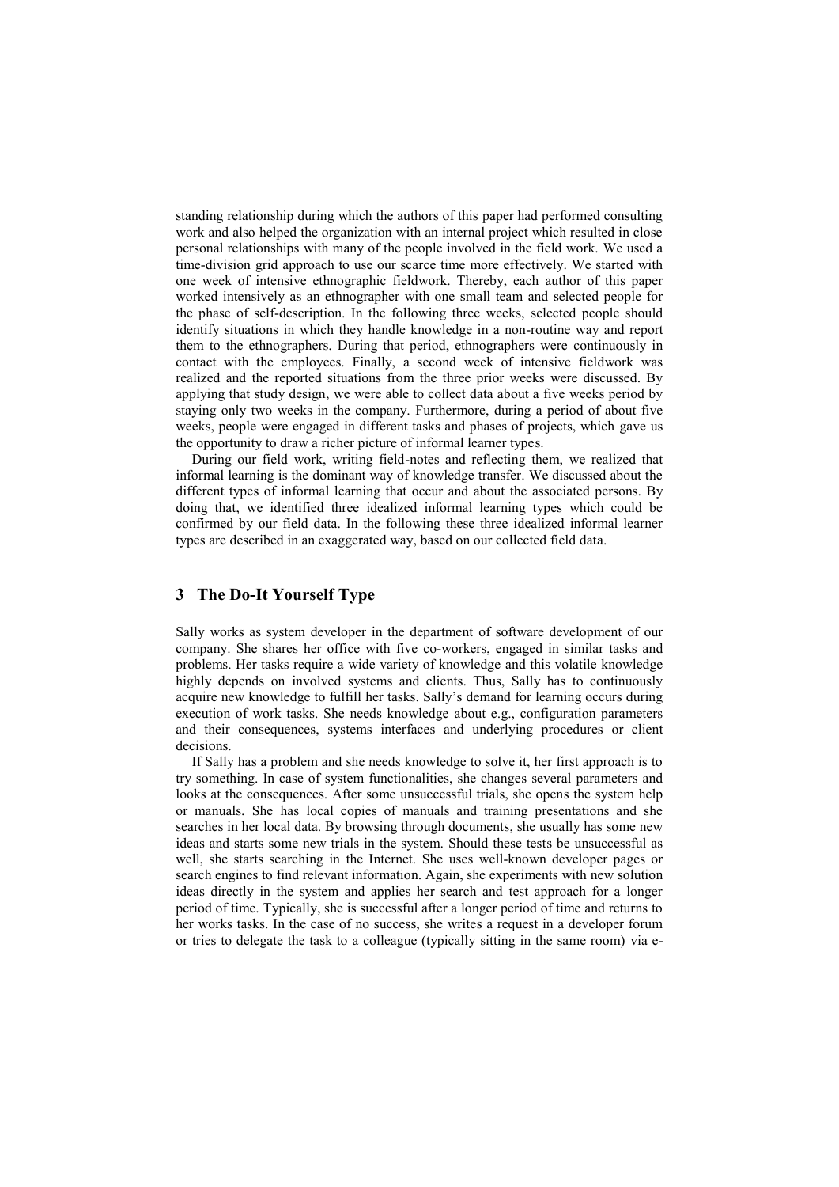standing relationship during which the authors of this paper had performed consulting work and also helped the organization with an internal project which resulted in close personal relationships with many of the people involved in the field work. We used a time-division grid approach to use our scarce time more effectively. We started with one week of intensive ethnographic fieldwork. Thereby, each author of this paper worked intensively as an ethnographer with one small team and selected people for the phase of self-description. In the following three weeks, selected people should identify situations in which they handle knowledge in a non-routine way and report them to the ethnographers. During that period, ethnographers were continuously in contact with the employees. Finally, a second week of intensive fieldwork was realized and the reported situations from the three prior weeks were discussed. By applying that study design, we were able to collect data about a five weeks period by staying only two weeks in the company. Furthermore, during a period of about five weeks, people were engaged in different tasks and phases of projects, which gave us the opportunity to draw a richer picture of informal learner types.

During our field work, writing field-notes and reflecting them, we realized that informal learning is the dominant way of knowledge transfer. We discussed about the different types of informal learning that occur and about the associated persons. By doing that, we identified three idealized informal learning types which could be confirmed by our field data. In the following these three idealized informal learner types are described in an exaggerated way, based on our collected field data.

## 3 The Do-It Yourself Type

Sally works as system developer in the department of software development of our company. She shares her office with five co-workers, engaged in similar tasks and problems. Her tasks require a wide variety of knowledge and this volatile knowledge highly depends on involved systems and clients. Thus, Sally has to continuously acquire new knowledge to fulfill her tasks. Sally's demand for learning occurs during execution of work tasks. She needs knowledge about e.g., configuration parameters and their consequences, systems interfaces and underlying procedures or client decisions.

If Sally has a problem and she needs knowledge to solve it, her first approach is to try something. In case of system functionalities, she changes several parameters and looks at the consequences. After some unsuccessful trials, she opens the system help or manuals. She has local copies of manuals and training presentations and she searches in her local data. By browsing through documents, she usually has some new ideas and starts some new trials in the system. Should these tests be unsuccessful as well, she starts searching in the Internet. She uses well-known developer pages or search engines to find relevant information. Again, she experiments with new solution ideas directly in the system and applies her search and test approach for a longer period of time. Typically, she is successful after a longer period of time and returns to her works tasks. In the case of no success, she writes a request in a developer forum or tries to delegate the task to a colleague (typically sitting in the same room) via e-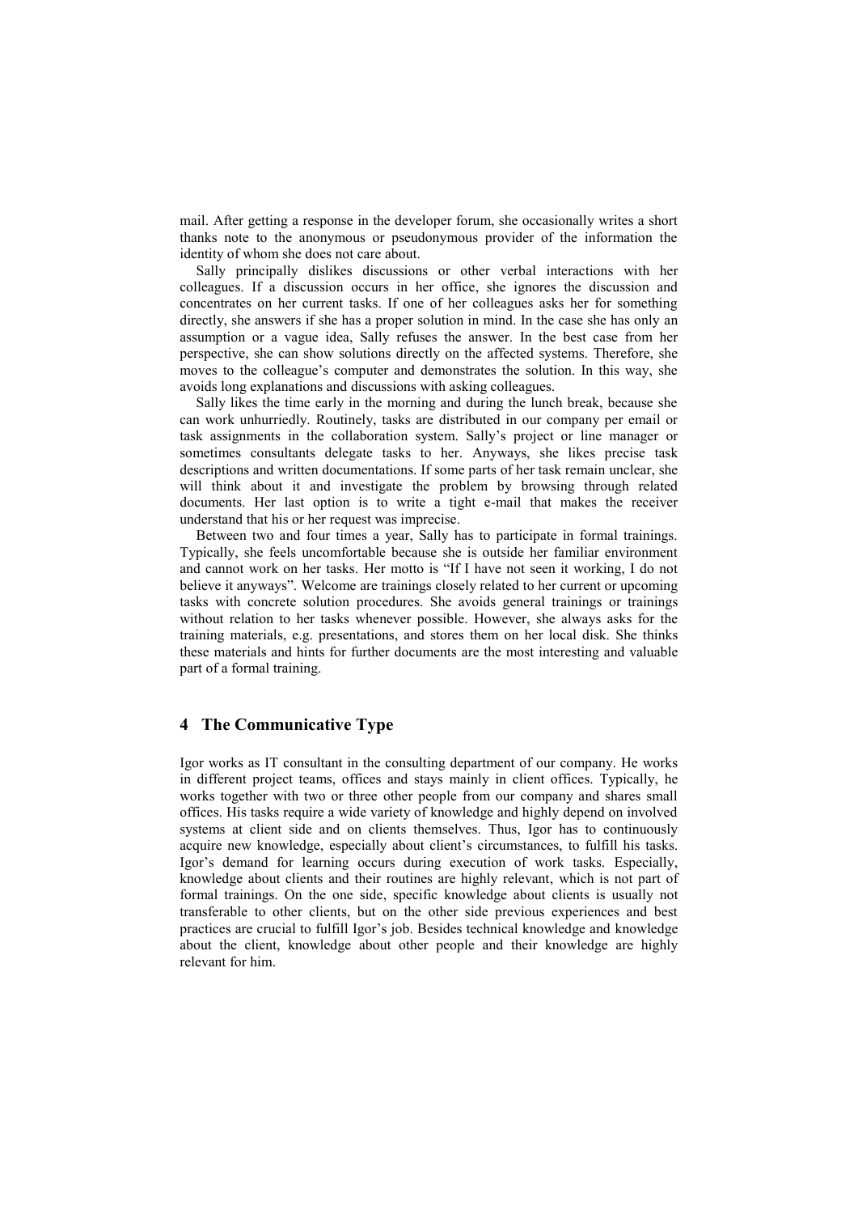mail. After getting a response in the developer forum, she occasionally writes a short thanks note to the anonymous or pseudonymous provider of the information the identity of whom she does not care about.

Sally principally dislikes discussions or other verbal interactions with her colleagues. If a discussion occurs in her office, she ignores the discussion and concentrates on her current tasks. If one of her colleagues asks her for something directly, she answers if she has a proper solution in mind. In the case she has only an assumption or a vague idea, Sally refuses the answer. In the best case from her perspective, she can show solutions directly on the affected systems. Therefore, she moves to the colleague's computer and demonstrates the solution. In this way, she avoids long explanations and discussions with asking colleagues.

Sally likes the time early in the morning and during the lunch break, because she can work unhurriedly. Routinely, tasks are distributed in our company per email or task assignments in the collaboration system. Sally's project or line manager or sometimes consultants delegate tasks to her. Anyways, she likes precise task descriptions and written documentations. If some parts of her task remain unclear, she will think about it and investigate the problem by browsing through related documents. Her last option is to write a tight e-mail that makes the receiver understand that his or her request was imprecise.

Between two and four times a year, Sally has to participate in formal trainings. Typically, she feels uncomfortable because she is outside her familiar environment and cannot work on her tasks. Her motto is "If I have not seen it working, I do not believe it anyways". Welcome are trainings closely related to her current or upcoming tasks with concrete solution procedures. She avoids general trainings or trainings without relation to her tasks whenever possible. However, she always asks for the training materials, e.g. presentations, and stores them on her local disk. She thinks these materials and hints for further documents are the most interesting and valuable part of a formal training.

## 4 The Communicative Type

Igor works as IT consultant in the consulting department of our company. He works in different project teams, offices and stays mainly in client offices. Typically, he works together with two or three other people from our company and shares small offices. His tasks require a wide variety of knowledge and highly depend on involved systems at client side and on clients themselves. Thus, Igor has to continuously acquire new knowledge, especially about client's circumstances, to fulfill his tasks. Igor's demand for learning occurs during execution of work tasks. Especially, knowledge about clients and their routines are highly relevant, which is not part of formal trainings. On the one side, specific knowledge about clients is usually not transferable to other clients, but on the other side previous experiences and best practices are crucial to fulfill Igor's job. Besides technical knowledge and knowledge about the client, knowledge about other people and their knowledge are highly relevant for him.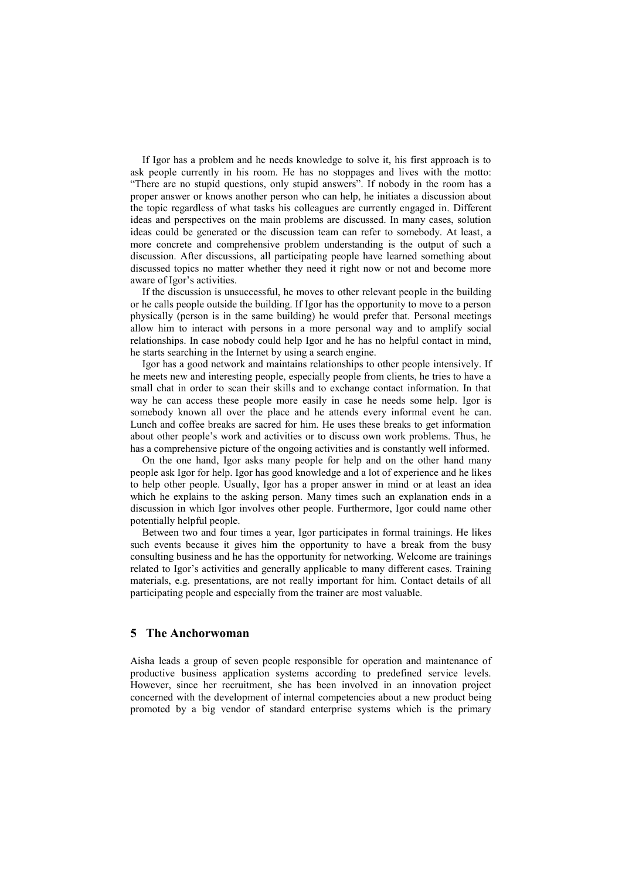If Igor has a problem and he needs knowledge to solve it, his first approach is to ask people currently in his room. He has no stoppages and lives with the motto: "There are no stupid questions, only stupid answers". If nobody in the room has a proper answer or knows another person who can help, he initiates a discussion about the topic regardless of what tasks his colleagues are currently engaged in. Different ideas and perspectives on the main problems are discussed. In many cases, solution ideas could be generated or the discussion team can refer to somebody. At least, a more concrete and comprehensive problem understanding is the output of such a discussion. After discussions, all participating people have learned something about discussed topics no matter whether they need it right now or not and become more aware of Igor's activities.

If the discussion is unsuccessful, he moves to other relevant people in the building or he calls people outside the building. If Igor has the opportunity to move to a person physically (person is in the same building) he would prefer that. Personal meetings allow him to interact with persons in a more personal way and to amplify social relationships. In case nobody could help Igor and he has no helpful contact in mind, he starts searching in the Internet by using a search engine.

Igor has a good network and maintains relationships to other people intensively. If he meets new and interesting people, especially people from clients, he tries to have a small chat in order to scan their skills and to exchange contact information. In that way he can access these people more easily in case he needs some help. Igor is somebody known all over the place and he attends every informal event he can. Lunch and coffee breaks are sacred for him. He uses these breaks to get information about other people's work and activities or to discuss own work problems. Thus, he has a comprehensive picture of the ongoing activities and is constantly well informed.

On the one hand, Igor asks many people for help and on the other hand many people ask Igor for help. Igor has good knowledge and a lot of experience and he likes to help other people. Usually, Igor has a proper answer in mind or at least an idea which he explains to the asking person. Many times such an explanation ends in a discussion in which Igor involves other people. Furthermore, Igor could name other potentially helpful people.

Between two and four times a year, Igor participates in formal trainings. He likes such events because it gives him the opportunity to have a break from the busy consulting business and he has the opportunity for networking. Welcome are trainings related to Igor's activities and generally applicable to many different cases. Training materials, e.g. presentations, are not really important for him. Contact details of all participating people and especially from the trainer are most valuable.

## 5 The Anchorwoman

Aisha leads a group of seven people responsible for operation and maintenance of productive business application systems according to predefined service levels. However, since her recruitment, she has been involved in an innovation project concerned with the development of internal competencies about a new product being promoted by a big vendor of standard enterprise systems which is the primary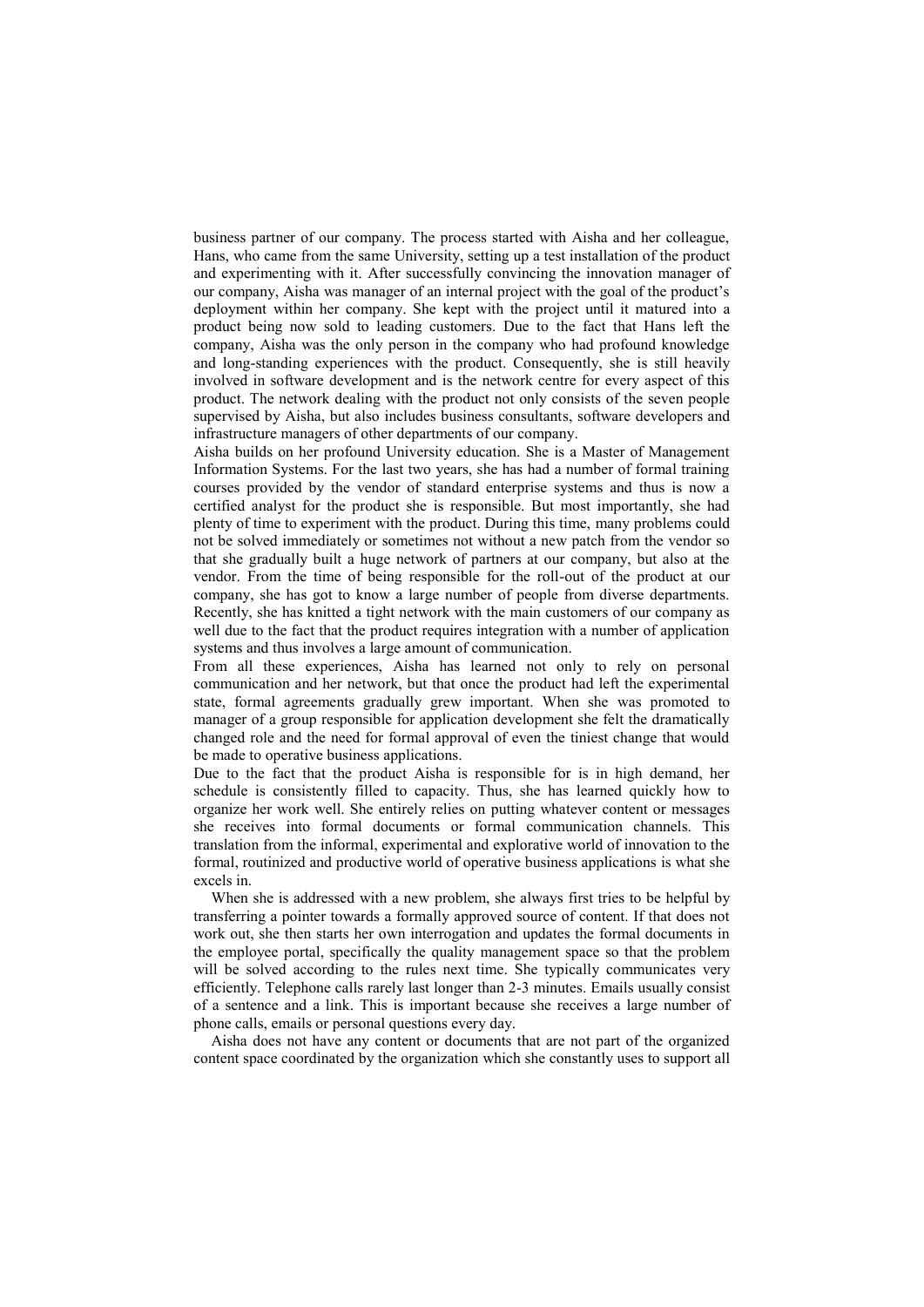business partner of our company. The process started with Aisha and her colleague, Hans, who came from the same University, setting up a test installation of the product and experimenting with it. After successfully convincing the innovation manager of our company, Aisha was manager of an internal project with the goal of the product's deployment within her company. She kept with the project until it matured into a product being now sold to leading customers. Due to the fact that Hans left the company, Aisha was the only person in the company who had profound knowledge and long-standing experiences with the product. Consequently, she is still heavily involved in software development and is the network centre for every aspect of this product. The network dealing with the product not only consists of the seven people supervised by Aisha, but also includes business consultants, software developers and infrastructure managers of other departments of our company.

Aisha builds on her profound University education. She is a Master of Management Information Systems. For the last two years, she has had a number of formal training courses provided by the vendor of standard enterprise systems and thus is now a certified analyst for the product she is responsible. But most importantly, she had plenty of time to experiment with the product. During this time, many problems could not be solved immediately or sometimes not without a new patch from the vendor so that she gradually built a huge network of partners at our company, but also at the vendor. From the time of being responsible for the roll-out of the product at our company, she has got to know a large number of people from diverse departments. Recently, she has knitted a tight network with the main customers of our company as well due to the fact that the product requires integration with a number of application systems and thus involves a large amount of communication.

From all these experiences, Aisha has learned not only to rely on personal communication and her network, but that once the product had left the experimental state, formal agreements gradually grew important. When she was promoted to manager of a group responsible for application development she felt the dramatically changed role and the need for formal approval of even the tiniest change that would be made to operative business applications.

Due to the fact that the product Aisha is responsible for is in high demand, her schedule is consistently filled to capacity. Thus, she has learned quickly how to organize her work well. She entirely relies on putting whatever content or messages she receives into formal documents or formal communication channels. This translation from the informal, experimental and explorative world of innovation to the formal, routinized and productive world of operative business applications is what she excels in.

When she is addressed with a new problem, she always first tries to be helpful by transferring a pointer towards a formally approved source of content. If that does not work out, she then starts her own interrogation and updates the formal documents in the employee portal, specifically the quality management space so that the problem will be solved according to the rules next time. She typically communicates very efficiently. Telephone calls rarely last longer than 2-3 minutes. Emails usually consist of a sentence and a link. This is important because she receives a large number of phone calls, emails or personal questions every day.

Aisha does not have any content or documents that are not part of the organized content space coordinated by the organization which she constantly uses to support all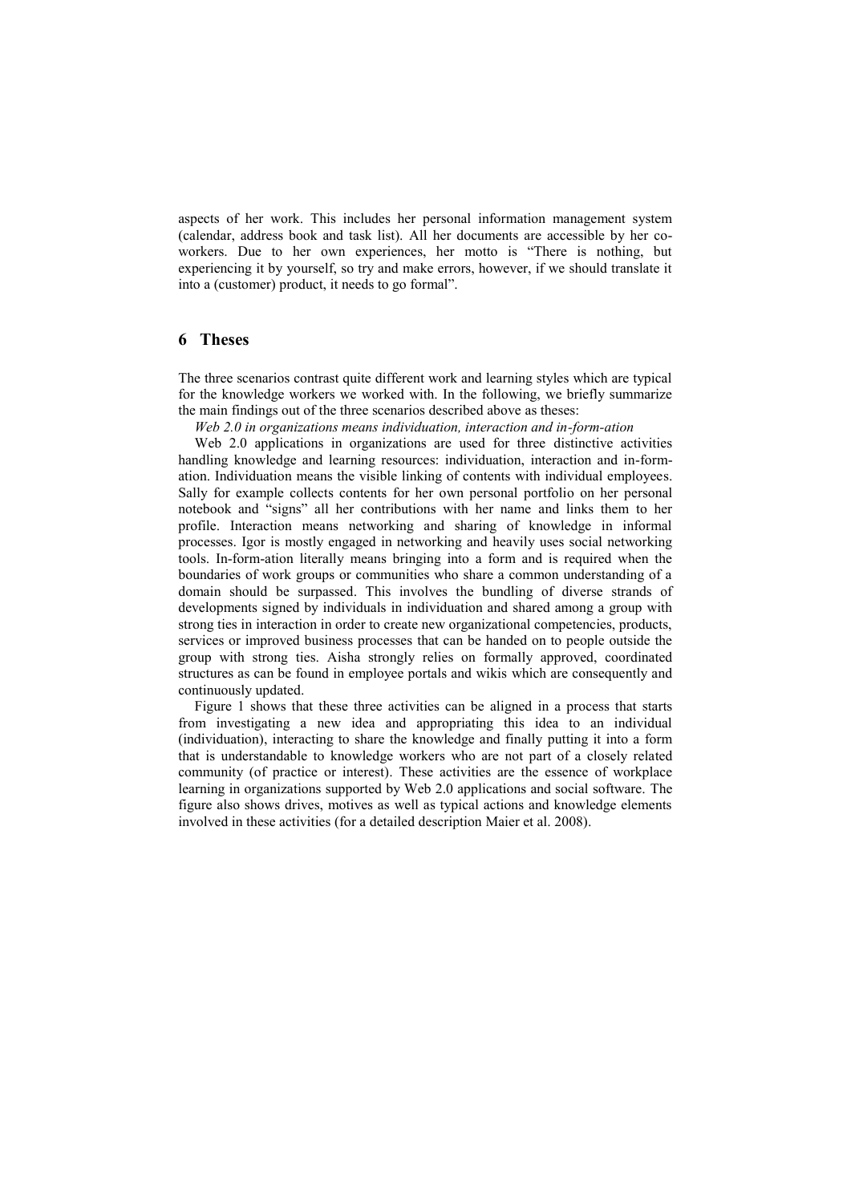aspects of her work. This includes her personal information management system (calendar, address book and task list). All her documents are accessible by her co-workers. Due to her own experiences, her motto is "There is nothing, but experiencing it by yourself, so try and make errors, however, if we should translate it into a (customer) product, it needs to go formal".

## 6 Theses

The three scenarios contrast quite different work and learning styles which are typical for the knowledge workers we worked with. In the following, we briefly summarize the main findings out of the three scenarios described above as theses:

*Web 2.0 in organizations means individuation, interaction and in-form-ation*

Web 2.0 applications in organizations are used for three distinctive activities handling knowledge and learning resources: individuation, interaction and in-form-ation. Individuation means the visible linking of contents with individual employees. Sally for example collects contents for her own personal portfolio on her personal notebook and "signs" all her contributions with her name and links them to her profile. Interaction means networking and sharing of knowledge in informal processes. Igor is mostly engaged in networking and heavily uses social networking tools. In-form-ation literally means bringing into a form and is required when the boundaries of work groups or communities who share a common understanding of a domain should be surpassed. This involves the bundling of diverse strands of developments signed by individuals in individuation and shared among a group with strong ties in interaction in order to create new organizational competencies, products, services or improved business processes that can be handed on to people outside the group with strong ties. Aisha strongly relies on formally approved, coordinated structures as can be found in employee portals and wikis which are consequently and continuously updated.

Figure 1 shows that these three activities can be aligned in a process that starts from investigating a new idea and appropriating this idea to an individual (individuation), interacting to share the knowledge and finally putting it into a form that is understandable to knowledge workers who are not part of a closely related community (of practice or interest). These activities are the essence of workplace learning in organizations supported by Web 2.0 applications and social software. The figure also shows drives, motives as well as typical actions and knowledge elements involved in these activities (for a detailed description Maier et al. 2008).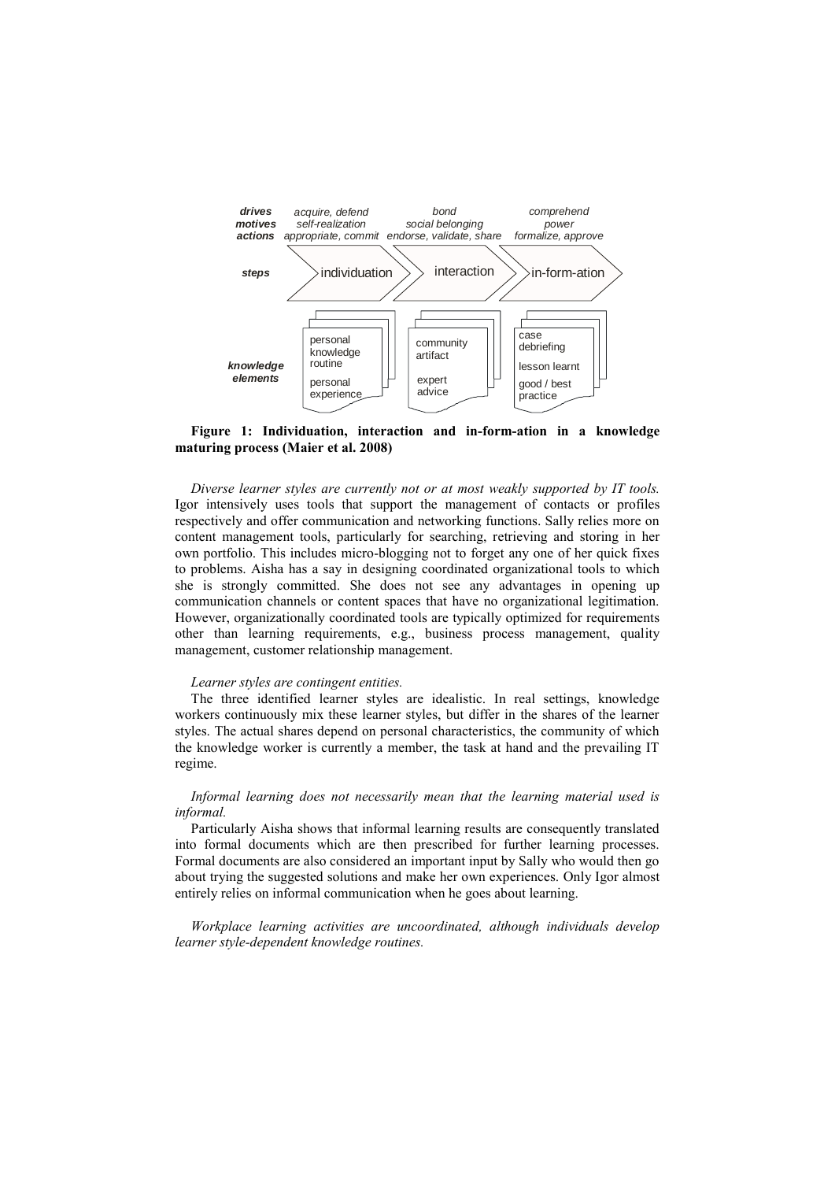| | | | |
|---|---|---|---|
| **drives** | *acquire, defend* | *bond* | *comprehend* |
| **motives** | *self-realization* | *social belonging* | *power* |
| **actions** | *appropriate, commit* | *endorse, validate, share* | *formalize, approve* |
| **steps** | individuation | interaction | in-form-ation |
| **knowledge elements** | personal knowledge routine; personal experience | community artifact; expert advice | case debriefing; lesson learnt; good / best practice |

**Figure 1: Individuation, interaction and in-form-ation in a knowledge maturing process (Maier et al. 2008)**

*Diverse learner styles are currently not or at most weakly supported by IT tools.* Igor intensively uses tools that support the management of contacts or profiles respectively and offer communication and networking functions. Sally relies more on content management tools, particularly for searching, retrieving and storing in her own portfolio. This includes micro-blogging not to forget any one of her quick fixes to problems. Aisha has a say in designing coordinated organizational tools to which she is strongly committed. She does not see any advantages in opening up communication channels or content spaces that have no organizational legitimation. However, organizationally coordinated tools are typically optimized for requirements other than learning requirements, e.g., business process management, quality management, customer relationship management.

*Learner styles are contingent entities.*

The three identified learner styles are idealistic. In real settings, knowledge workers continuously mix these learner styles, but differ in the shares of the learner styles. The actual shares depend on personal characteristics, the community of which the knowledge worker is currently a member, the task at hand and the prevailing IT regime.

*Informal learning does not necessarily mean that the learning material used is informal.*

Particularly Aisha shows that informal learning results are consequently translated into formal documents which are then prescribed for further learning processes. Formal documents are also considered an important input by Sally who would then go about trying the suggested solutions and make her own experiences. Only Igor almost entirely relies on informal communication when he goes about learning.

*Workplace learning activities are uncoordinated, although individuals develop learner style-dependent knowledge routines.*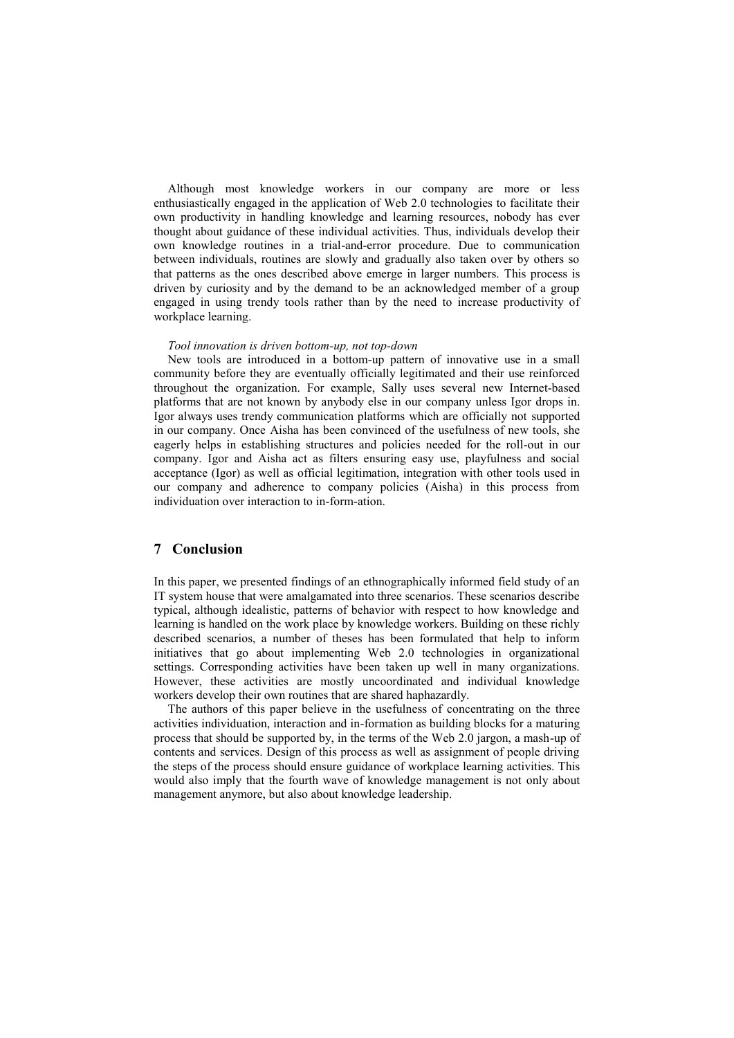Although most knowledge workers in our company are more or less enthusiastically engaged in the application of Web 2.0 technologies to facilitate their own productivity in handling knowledge and learning resources, nobody has ever thought about guidance of these individual activities. Thus, individuals develop their own knowledge routines in a trial-and-error procedure. Due to communication between individuals, routines are slowly and gradually also taken over by others so that patterns as the ones described above emerge in larger numbers. This process is driven by curiosity and by the demand to be an acknowledged member of a group engaged in using trendy tools rather than by the need to increase productivity of workplace learning.

*Tool innovation is driven bottom-up, not top-down*

New tools are introduced in a bottom-up pattern of innovative use in a small community before they are eventually officially legitimated and their use reinforced throughout the organization. For example, Sally uses several new Internet-based platforms that are not known by anybody else in our company unless Igor drops in. Igor always uses trendy communication platforms which are officially not supported in our company. Once Aisha has been convinced of the usefulness of new tools, she eagerly helps in establishing structures and policies needed for the roll-out in our company. Igor and Aisha act as filters ensuring easy use, playfulness and social acceptance (Igor) as well as official legitimation, integration with other tools used in our company and adherence to company policies (Aisha) in this process from individuation over interaction to in-form-ation.

## 7 Conclusion

In this paper, we presented findings of an ethnographically informed field study of an IT system house that were amalgamated into three scenarios. These scenarios describe typical, although idealistic, patterns of behavior with respect to how knowledge and learning is handled on the work place by knowledge workers. Building on these richly described scenarios, a number of theses has been formulated that help to inform initiatives that go about implementing Web 2.0 technologies in organizational settings. Corresponding activities have been taken up well in many organizations. However, these activities are mostly uncoordinated and individual knowledge workers develop their own routines that are shared haphazardly.

The authors of this paper believe in the usefulness of concentrating on the three activities individuation, interaction and in-form-ation as building blocks for a maturing process that should be supported by, in the terms of the Web 2.0 jargon, a mash-up of contents and services. Design of this process as well as assignment of people driving the steps of the process should ensure guidance of workplace learning activities. This would also imply that the fourth wave of knowledge management is not only about management anymore, but also about knowledge leadership.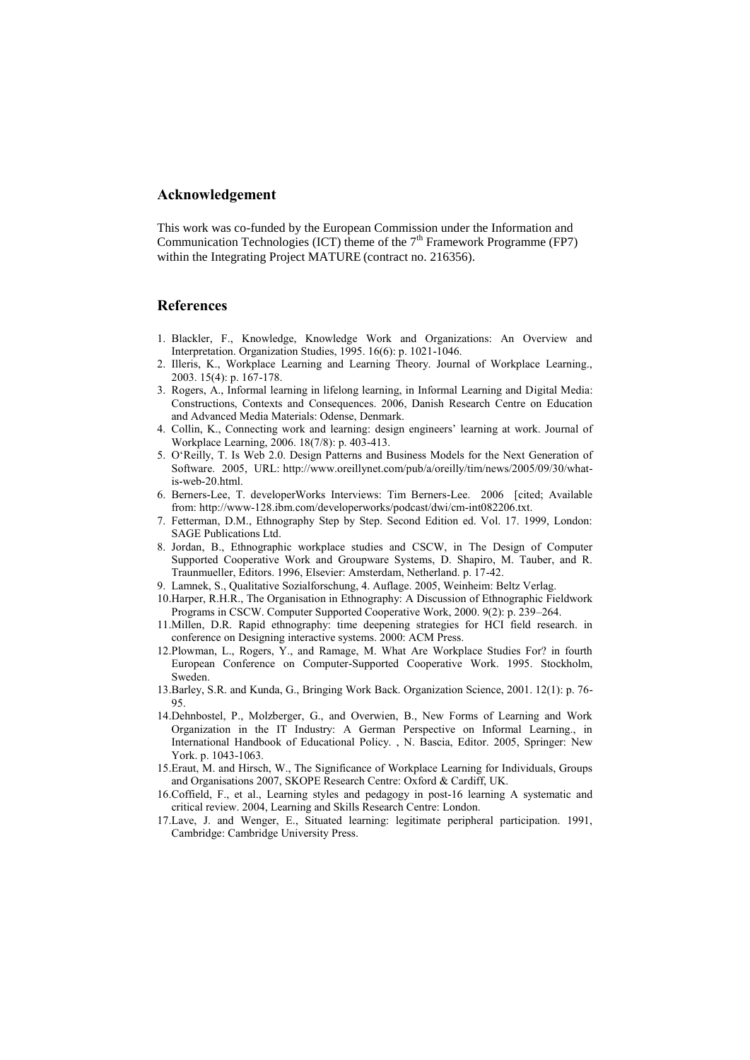## Acknowledgement

This work was co-funded by the European Commission under the Information and Communication Technologies (ICT) theme of the 7[th] Framework Programme (FP7) within the Integrating Project MATURE (contract no. 216356).

## References

1. Blackler, F., Knowledge, Knowledge Work and Organizations: An Overview and Interpretation. Organization Studies, 1995. 16(6): p. 1021-1046.
2. Illeris, K., Workplace Learning and Learning Theory. Journal of Workplace Learning., 2003. 15(4): p. 167-178.
3. Rogers, A., Informal learning in lifelong learning, in Informal Learning and Digital Media: Constructions, Contexts and Consequences. 2006, Danish Research Centre on Education and Advanced Media Materials: Odense, Denmark.
4. Collin, K., Connecting work and learning: design engineers' learning at work. Journal of Workplace Learning, 2006. 18(7/8): p. 403-413.
5. O'Reilly, T. Is Web 2.0. Design Patterns and Business Models for the Next Generation of Software. 2005, URL: http://www.oreillynet.com/pub/a/oreilly/tim/news/2005/09/30/what-is-web-20.html.
6. Berners-Lee, T. developerWorks Interviews: Tim Berners-Lee. 2006 [cited; Available from: http://www-128.ibm.com/developerworks/podcast/dwi/cm-int082206.txt.
7. Fetterman, D.M., Ethnography Step by Step. Second Edition ed. Vol. 17. 1999, London: SAGE Publications Ltd.
8. Jordan, B., Ethnographic workplace studies and CSCW, in The Design of Computer Supported Cooperative Work and Groupware Systems, D. Shapiro, M. Tauber, and R. Traunmueller, Editors. 1996, Elsevier: Amsterdam, Netherland. p. 17-42.
9. Lamnek, S., Qualitative Sozialforschung, 4. Auflage. 2005, Weinheim: Beltz Verlag.
10. Harper, R.H.R., The Organisation in Ethnography: A Discussion of Ethnographic Fieldwork Programs in CSCW. Computer Supported Cooperative Work, 2000. 9(2): p. 239–264.
11. Millen, D.R. Rapid ethnography: time deepening strategies for HCI field research. in conference on Designing interactive systems. 2000: ACM Press.
12. Plowman, L., Rogers, Y., and Ramage, M. What Are Workplace Studies For? in fourth European Conference on Computer-Supported Cooperative Work. 1995. Stockholm, Sweden.
13. Barley, S.R. and Kunda, G., Bringing Work Back. Organization Science, 2001. 12(1): p. 76-95.
14. Dehnbostel, P., Molzberger, G., and Overwien, B., New Forms of Learning and Work Organization in the IT Industry: A German Perspective on Informal Learning., in International Handbook of Educational Policy. , N. Bascia, Editor. 2005, Springer: New York. p. 1043-1063.
15. Eraut, M. and Hirsch, W., The Significance of Workplace Learning for Individuals, Groups and Organisations 2007, SKOPE Research Centre: Oxford & Cardiff, UK.
16. Coffield, F., et al., Learning styles and pedagogy in post-16 learning A systematic and critical review. 2004, Learning and Skills Research Centre: London.
17. Lave, J. and Wenger, E., Situated learning: legitimate peripheral participation. 1991, Cambridge: Cambridge University Press.